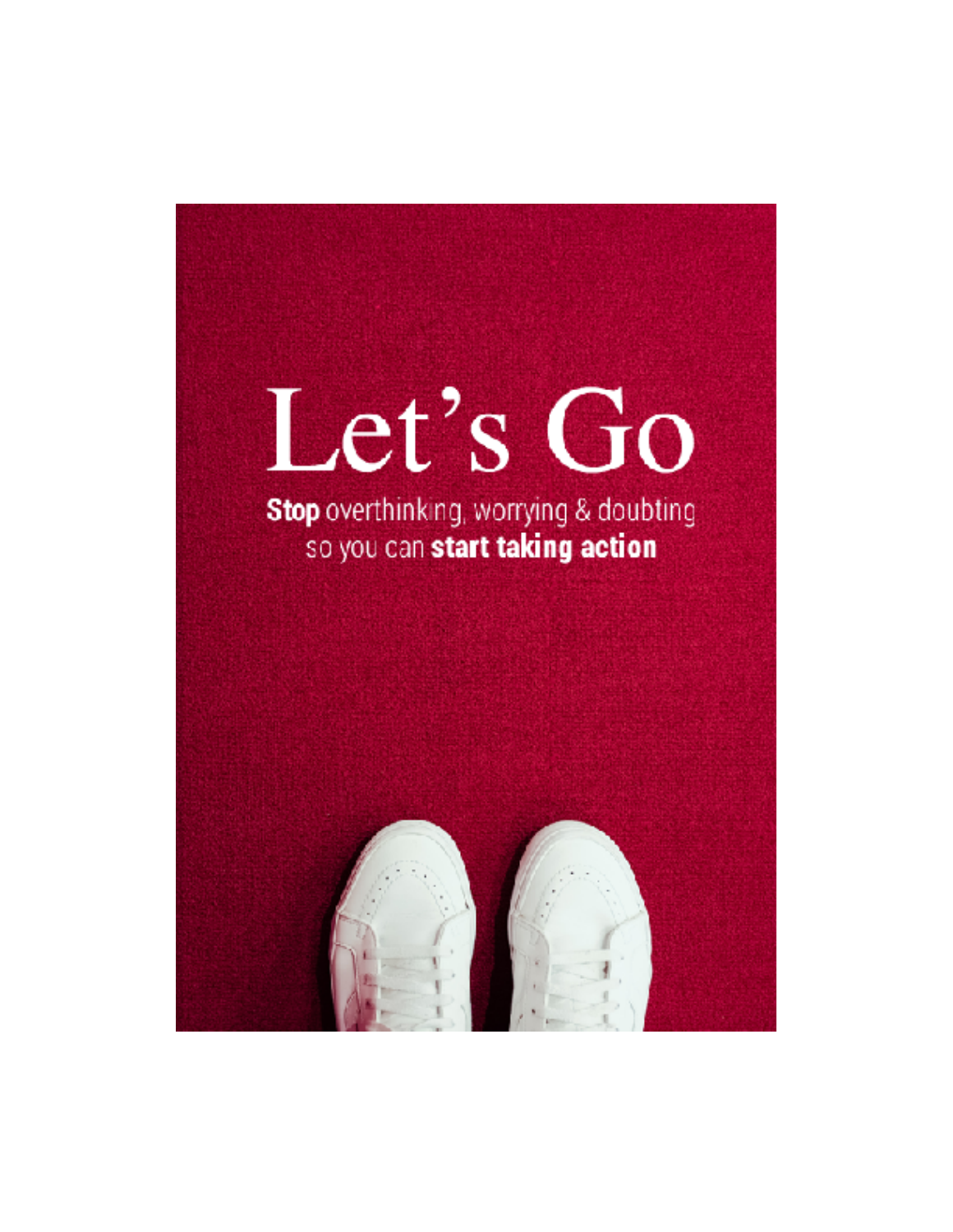# Let's Go

**Stop** overthinking, worrying & doubting so you can **start taking action**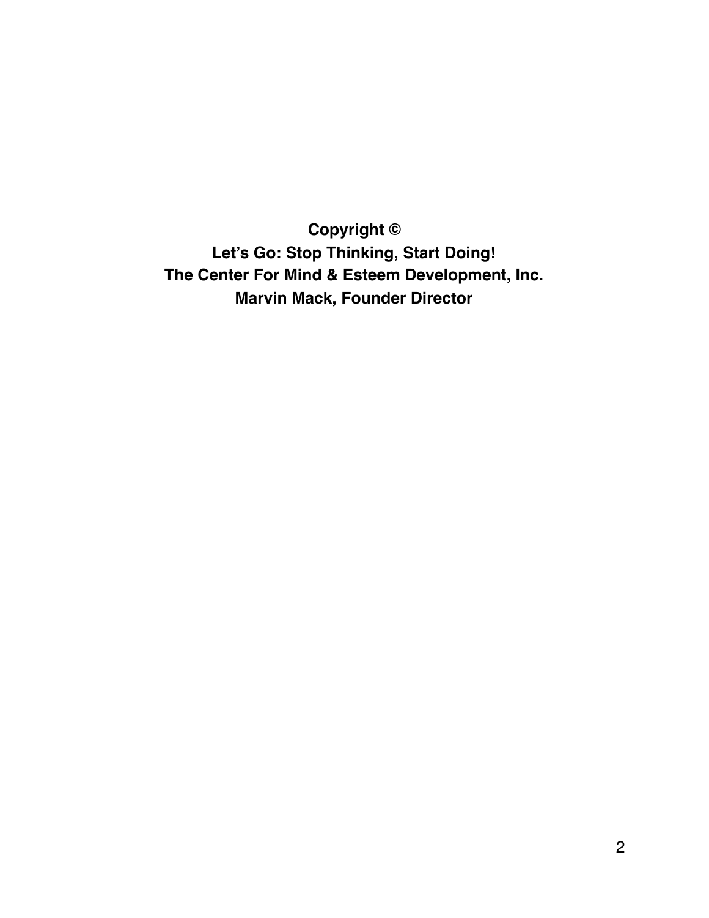**Copyright ©**

**Let's Go: Stop Thinking, Start Doing!**

**The Center For Mind & Esteem Development, Inc.**

**Marvin Mack, Founder Director**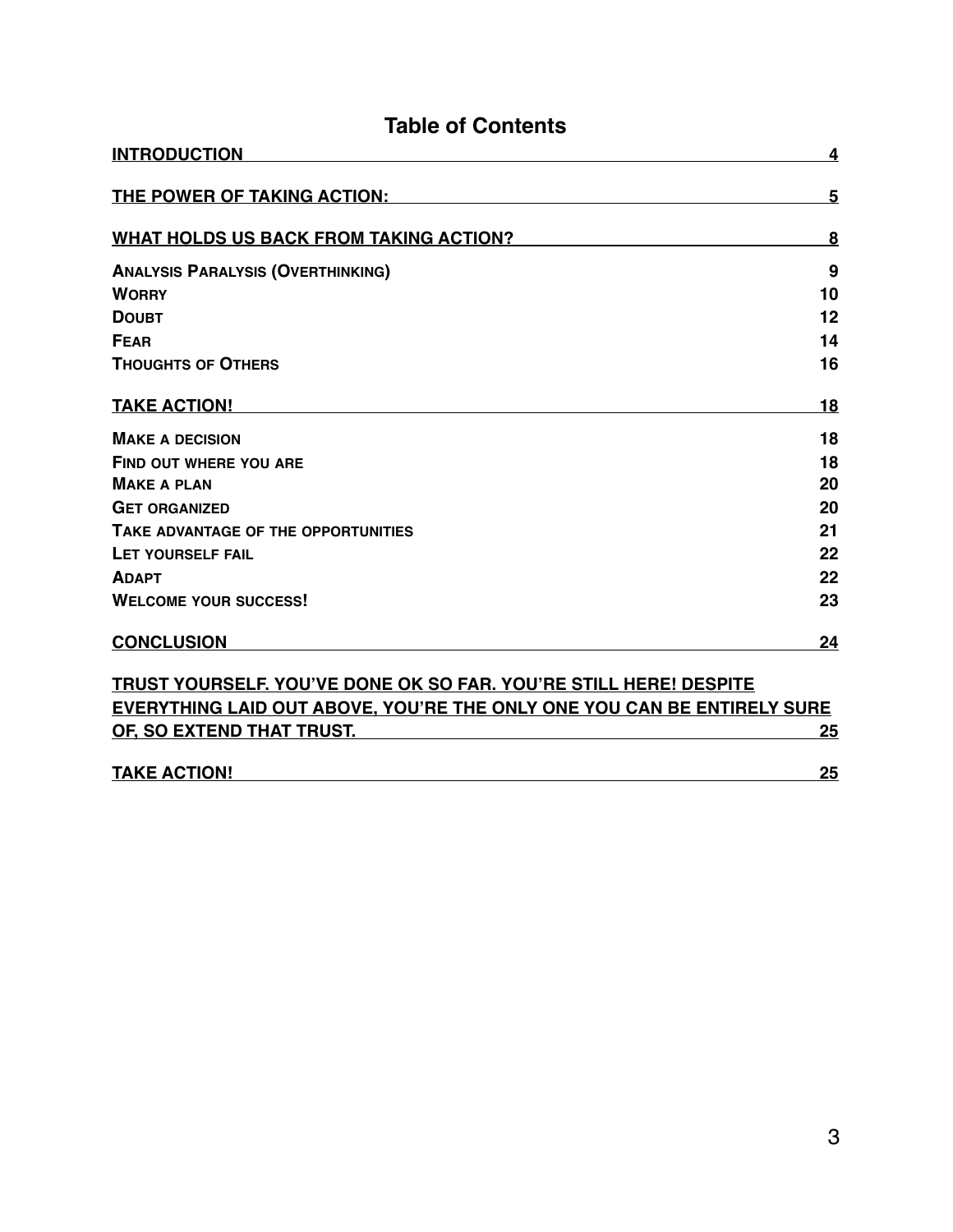# Table of Contents

| | |
|---|---|
| **INTRODUCTION** | **4** |
| **THE POWER OF TAKING ACTION:** | **5** |
| **WHAT HOLDS US BACK FROM TAKING ACTION?** | **8** |
| **ANALYSIS PARALYSIS (OVERTHINKING)** | **9** |
| **WORRY** | **10** |
| **DOUBT** | **12** |
| **FEAR** | **14** |
| **THOUGHTS OF OTHERS** | **16** |
| **TAKE ACTION!** | **18** |
| **MAKE A DECISION** | **18** |
| **FIND OUT WHERE YOU ARE** | **18** |
| **MAKE A PLAN** | **20** |
| **GET ORGANIZED** | **20** |
| **TAKE ADVANTAGE OF THE OPPORTUNITIES** | **21** |
| **LET YOURSELF FAIL** | **22** |
| **ADAPT** | **22** |
| **WELCOME YOUR SUCCESS!** | **23** |
| **CONCLUSION** | **24** |
| **TRUST YOURSELF. YOU'VE DONE OK SO FAR. YOU'RE STILL HERE! DESPITE EVERYTHING LAID OUT ABOVE, YOU'RE THE ONLY ONE YOU CAN BE ENTIRELY SURE OF, SO EXTEND THAT TRUST.** | **25** |
| **TAKE ACTION!** | **25** |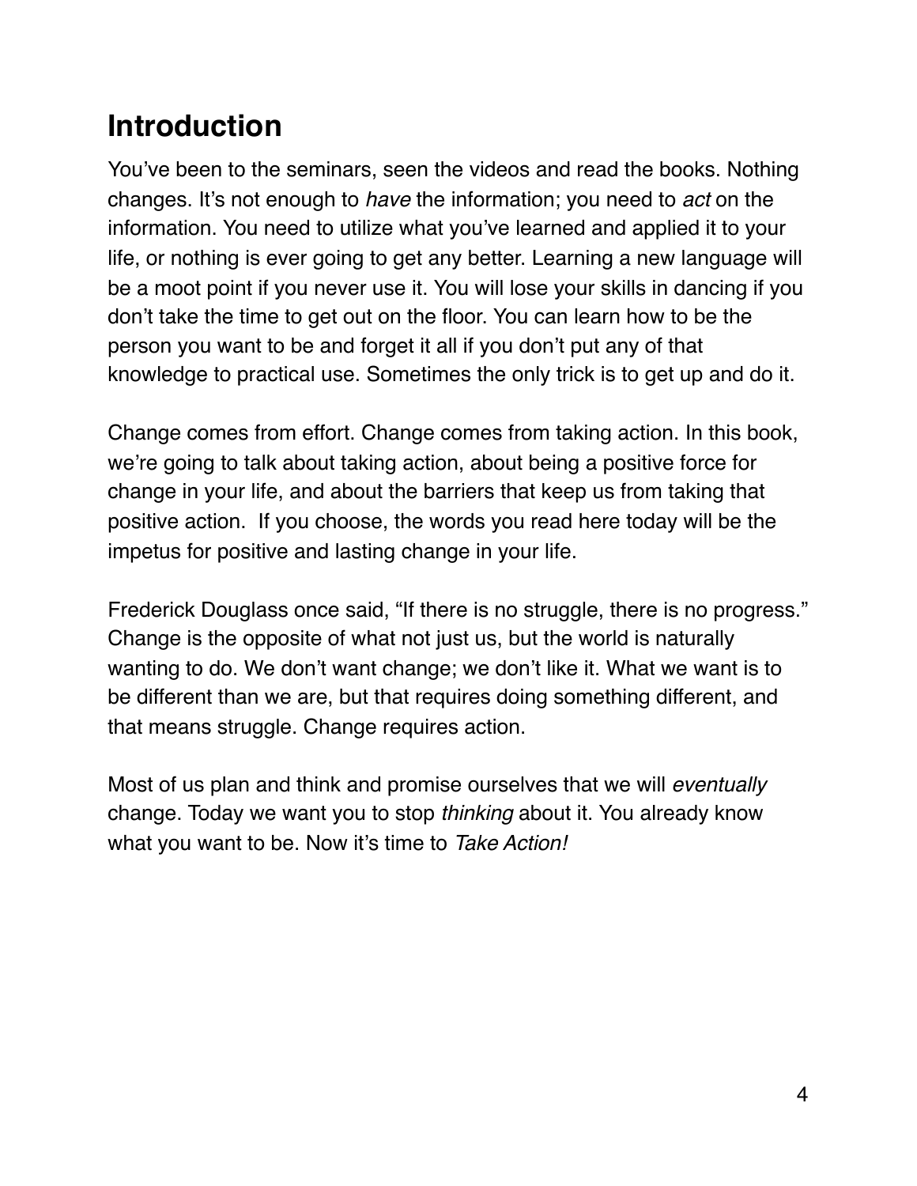# Introduction

You've been to the seminars, seen the videos and read the books. Nothing changes. It's not enough to *have* the information; you need to *act* on the information. You need to utilize what you've learned and applied it to your life, or nothing is ever going to get any better. Learning a new language will be a moot point if you never use it. You will lose your skills in dancing if you don't take the time to get out on the floor. You can learn how to be the person you want to be and forget it all if you don't put any of that knowledge to practical use. Sometimes the only trick is to get up and do it.

Change comes from effort. Change comes from taking action. In this book, we're going to talk about taking action, about being a positive force for change in your life, and about the barriers that keep us from taking that positive action. If you choose, the words you read here today will be the impetus for positive and lasting change in your life.

Frederick Douglass once said, "If there is no struggle, there is no progress." Change is the opposite of what not just us, but the world is naturally wanting to do. We don't want change; we don't like it. What we want is to be different than we are, but that requires doing something different, and that means struggle. Change requires action.

Most of us plan and think and promise ourselves that we will *eventually* change. Today we want you to stop *thinking* about it. You already know what you want to be. Now it's time to *Take Action!*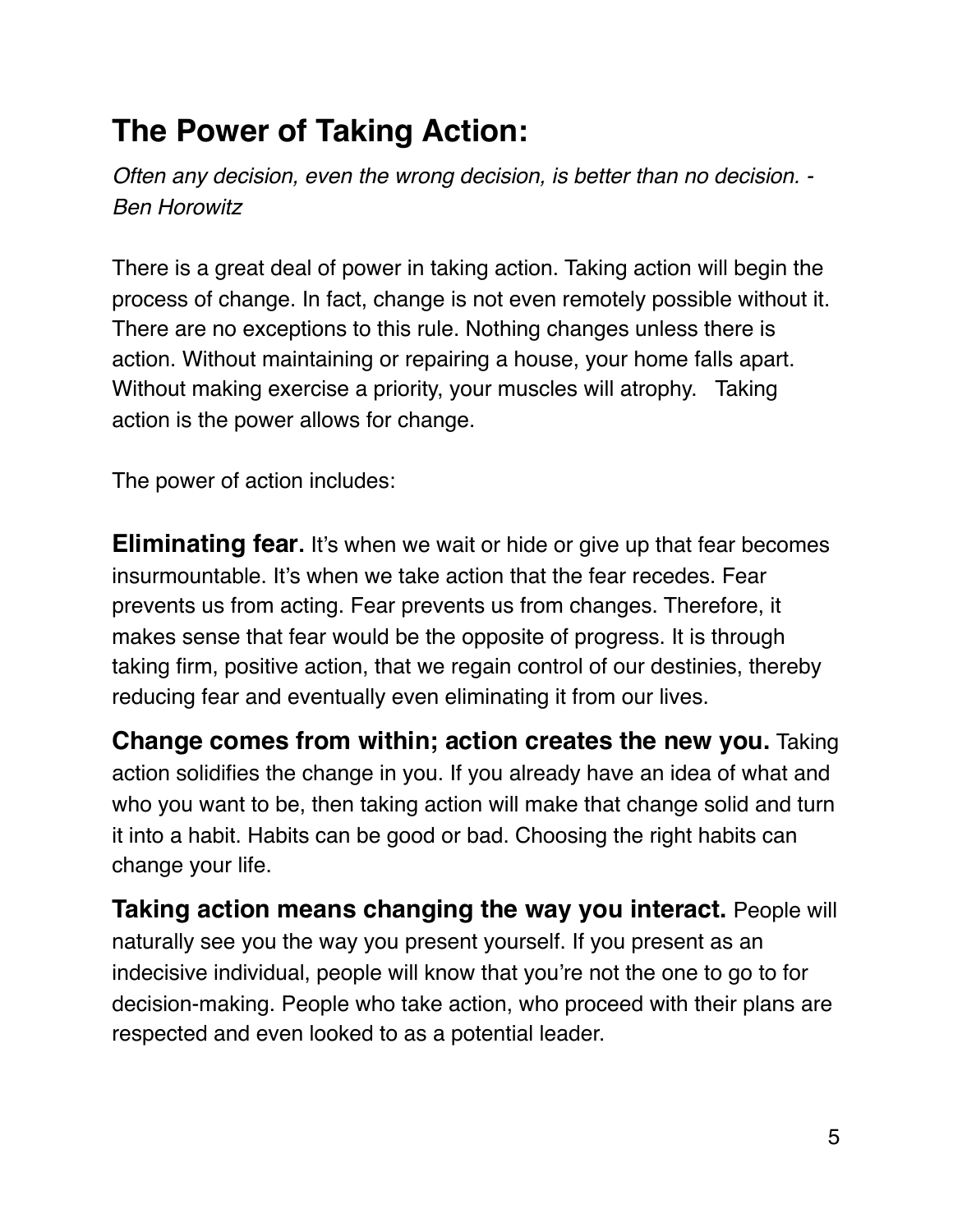## The Power of Taking Action:

*Often any decision, even the wrong decision, is better than no decision. - Ben Horowitz*

There is a great deal of power in taking action. Taking action will begin the process of change. In fact, change is not even remotely possible without it. There are no exceptions to this rule. Nothing changes unless there is action. Without maintaining or repairing a house, your home falls apart. Without making exercise a priority, your muscles will atrophy. Taking action is the power allows for change.

The power of action includes:

**Eliminating fear.** It's when we wait or hide or give up that fear becomes insurmountable. It's when we take action that the fear recedes. Fear prevents us from acting. Fear prevents us from changes. Therefore, it makes sense that fear would be the opposite of progress. It is through taking firm, positive action, that we regain control of our destinies, thereby reducing fear and eventually even eliminating it from our lives.

**Change comes from within; action creates the new you.** Taking action solidifies the change in you. If you already have an idea of what and who you want to be, then taking action will make that change solid and turn it into a habit. Habits can be good or bad. Choosing the right habits can change your life.

**Taking action means changing the way you interact.** People will naturally see you the way you present yourself. If you present as an indecisive individual, people will know that you're not the one to go to for decision-making. People who take action, who proceed with their plans are respected and even looked to as a potential leader.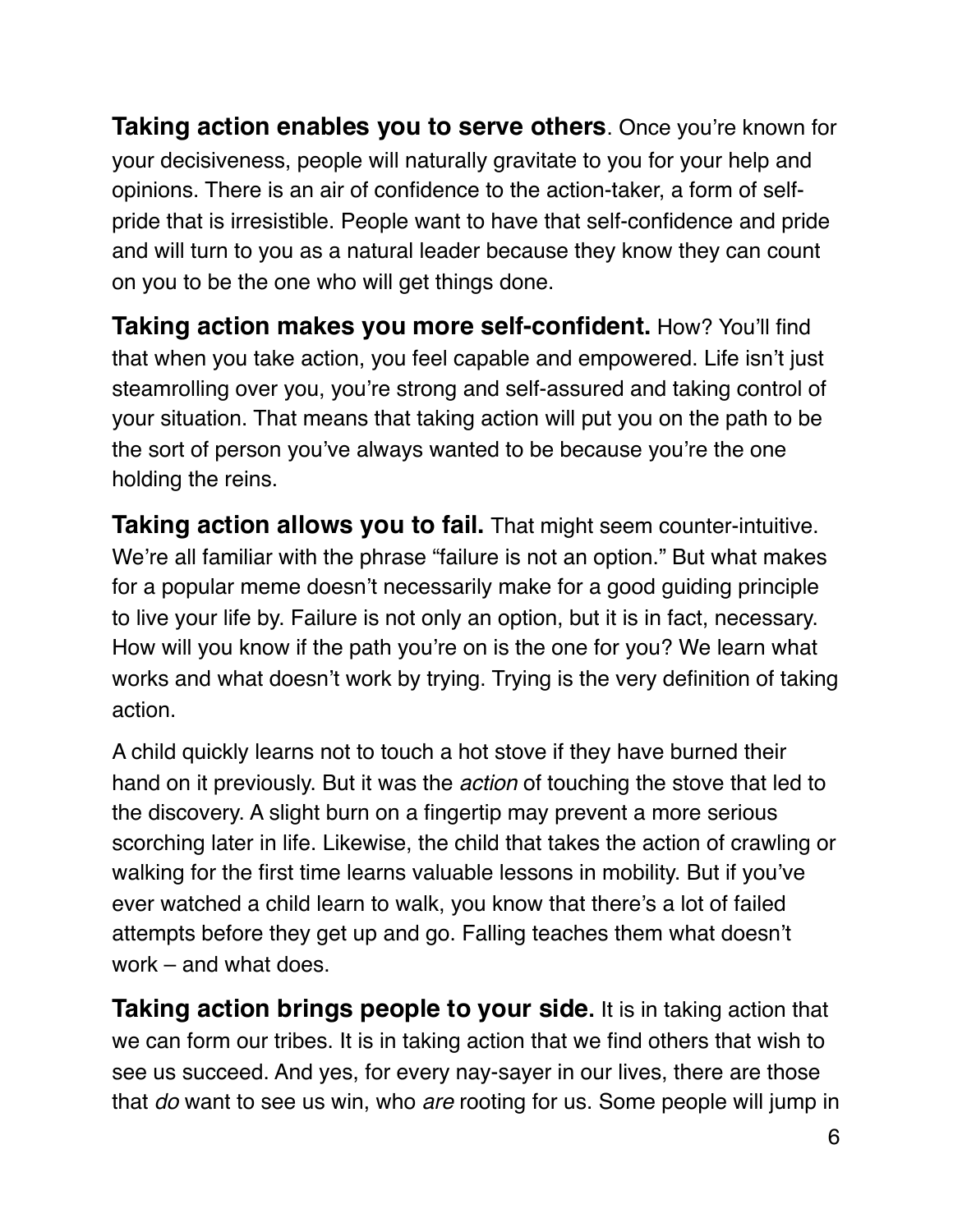**Taking action enables you to serve others**. Once you're known for your decisiveness, people will naturally gravitate to you for your help and opinions. There is an air of confidence to the action-taker, a form of self-pride that is irresistible. People want to have that self-confidence and pride and will turn to you as a natural leader because they know they can count on you to be the one who will get things done.

**Taking action makes you more self-confident.** How? You'll find that when you take action, you feel capable and empowered. Life isn't just steamrolling over you, you're strong and self-assured and taking control of your situation. That means that taking action will put you on the path to be the sort of person you've always wanted to be because you're the one holding the reins.

**Taking action allows you to fail.** That might seem counter-intuitive. We're all familiar with the phrase "failure is not an option." But what makes for a popular meme doesn't necessarily make for a good guiding principle to live your life by. Failure is not only an option, but it is in fact, necessary. How will you know if the path you're on is the one for you? We learn what works and what doesn't work by trying. Trying is the very definition of taking action.

A child quickly learns not to touch a hot stove if they have burned their hand on it previously. But it was the *action* of touching the stove that led to the discovery. A slight burn on a fingertip may prevent a more serious scorching later in life. Likewise, the child that takes the action of crawling or walking for the first time learns valuable lessons in mobility. But if you've ever watched a child learn to walk, you know that there's a lot of failed attempts before they get up and go. Falling teaches them what doesn't work – and what does.

**Taking action brings people to your side.** It is in taking action that we can form our tribes. It is in taking action that we find others that wish to see us succeed. And yes, for every nay-sayer in our lives, there are those that *do* want to see us win, who *are* rooting for us. Some people will jump in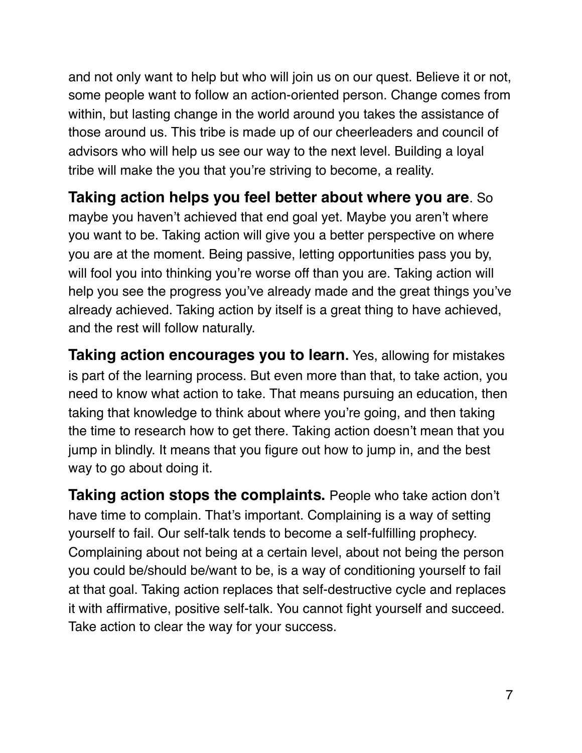and not only want to help but who will join us on our quest. Believe it or not, some people want to follow an action-oriented person. Change comes from within, but lasting change in the world around you takes the assistance of those around us. This tribe is made up of our cheerleaders and council of advisors who will help us see our way to the next level. Building a loyal tribe will make the you that you're striving to become, a reality.

**Taking action helps you feel better about where you are**. So maybe you haven't achieved that end goal yet. Maybe you aren't where you want to be. Taking action will give you a better perspective on where you are at the moment. Being passive, letting opportunities pass you by, will fool you into thinking you're worse off than you are. Taking action will help you see the progress you've already made and the great things you've already achieved. Taking action by itself is a great thing to have achieved, and the rest will follow naturally.

**Taking action encourages you to learn.** Yes, allowing for mistakes is part of the learning process. But even more than that, to take action, you need to know what action to take. That means pursuing an education, then taking that knowledge to think about where you're going, and then taking the time to research how to get there. Taking action doesn't mean that you jump in blindly. It means that you figure out how to jump in, and the best way to go about doing it.

**Taking action stops the complaints.** People who take action don't have time to complain. That's important. Complaining is a way of setting yourself to fail. Our self-talk tends to become a self-fulfilling prophecy. Complaining about not being at a certain level, about not being the person you could be/should be/want to be, is a way of conditioning yourself to fail at that goal. Taking action replaces that self-destructive cycle and replaces it with affirmative, positive self-talk. You cannot fight yourself and succeed. Take action to clear the way for your success.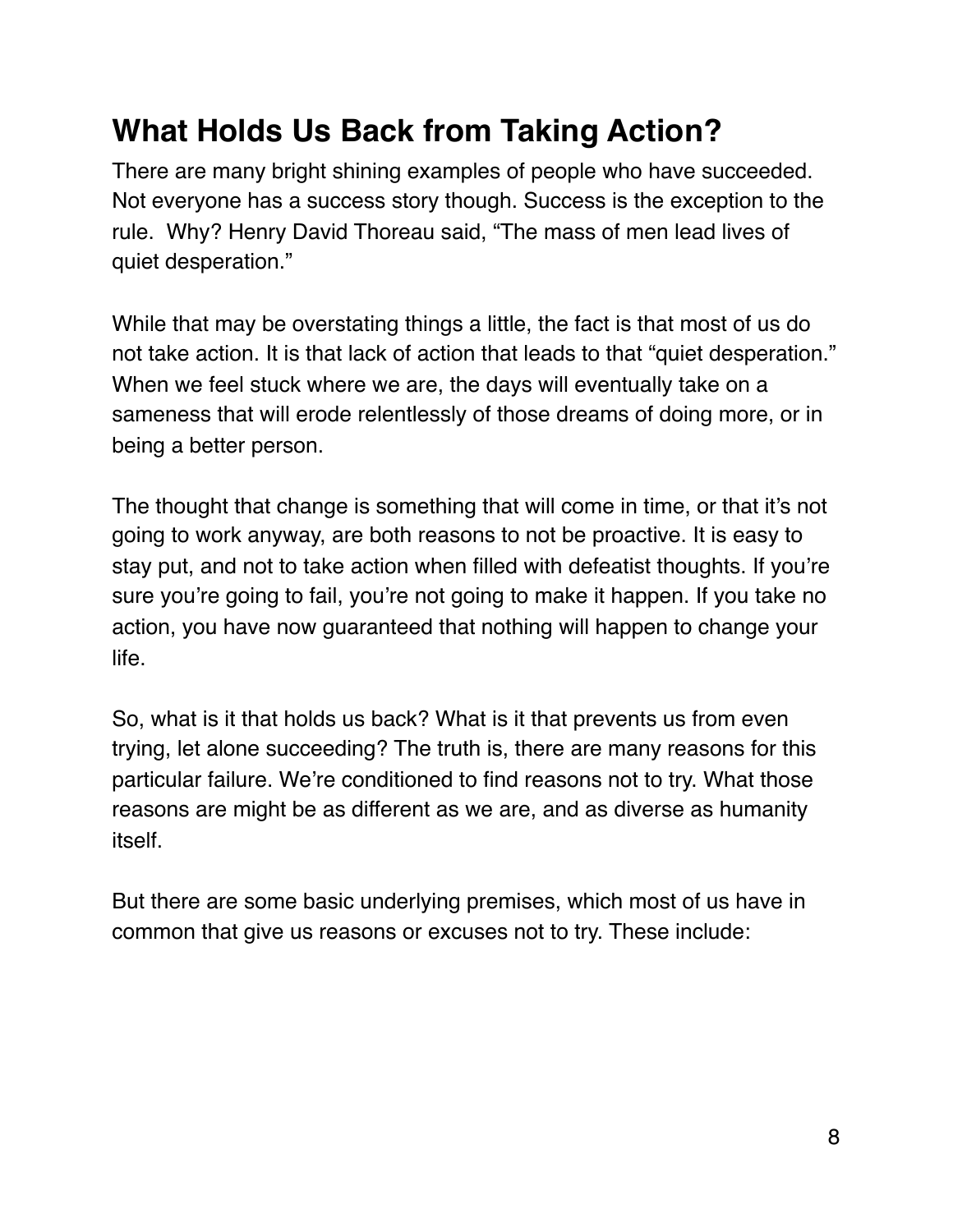## What Holds Us Back from Taking Action?

There are many bright shining examples of people who have succeeded. Not everyone has a success story though. Success is the exception to the rule.  Why? Henry David Thoreau said, "The mass of men lead lives of quiet desperation."

While that may be overstating things a little, the fact is that most of us do not take action. It is that lack of action that leads to that "quiet desperation." When we feel stuck where we are, the days will eventually take on a sameness that will erode relentlessly of those dreams of doing more, or in being a better person.

The thought that change is something that will come in time, or that it's not going to work anyway, are both reasons to not be proactive. It is easy to stay put, and not to take action when filled with defeatist thoughts. If you're sure you're going to fail, you're not going to make it happen. If you take no action, you have now guaranteed that nothing will happen to change your life.

So, what is it that holds us back? What is it that prevents us from even trying, let alone succeeding? The truth is, there are many reasons for this particular failure. We're conditioned to find reasons not to try. What those reasons are might be as different as we are, and as diverse as humanity itself.

But there are some basic underlying premises, which most of us have in common that give us reasons or excuses not to try. These include: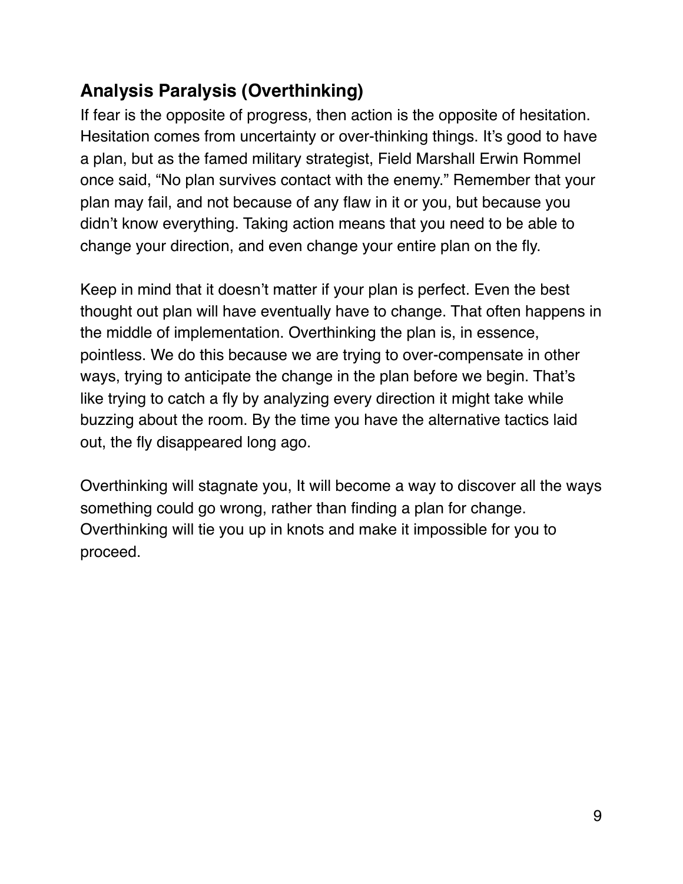## Analysis Paralysis (Overthinking)

If fear is the opposite of progress, then action is the opposite of hesitation. Hesitation comes from uncertainty or over-thinking things. It's good to have a plan, but as the famed military strategist, Field Marshall Erwin Rommel once said, "No plan survives contact with the enemy." Remember that your plan may fail, and not because of any flaw in it or you, but because you didn't know everything. Taking action means that you need to be able to change your direction, and even change your entire plan on the fly.

Keep in mind that it doesn't matter if your plan is perfect. Even the best thought out plan will have eventually have to change. That often happens in the middle of implementation. Overthinking the plan is, in essence, pointless. We do this because we are trying to over-compensate in other ways, trying to anticipate the change in the plan before we begin. That's like trying to catch a fly by analyzing every direction it might take while buzzing about the room. By the time you have the alternative tactics laid out, the fly disappeared long ago.

Overthinking will stagnate you, It will become a way to discover all the ways something could go wrong, rather than finding a plan for change. Overthinking will tie you up in knots and make it impossible for you to proceed.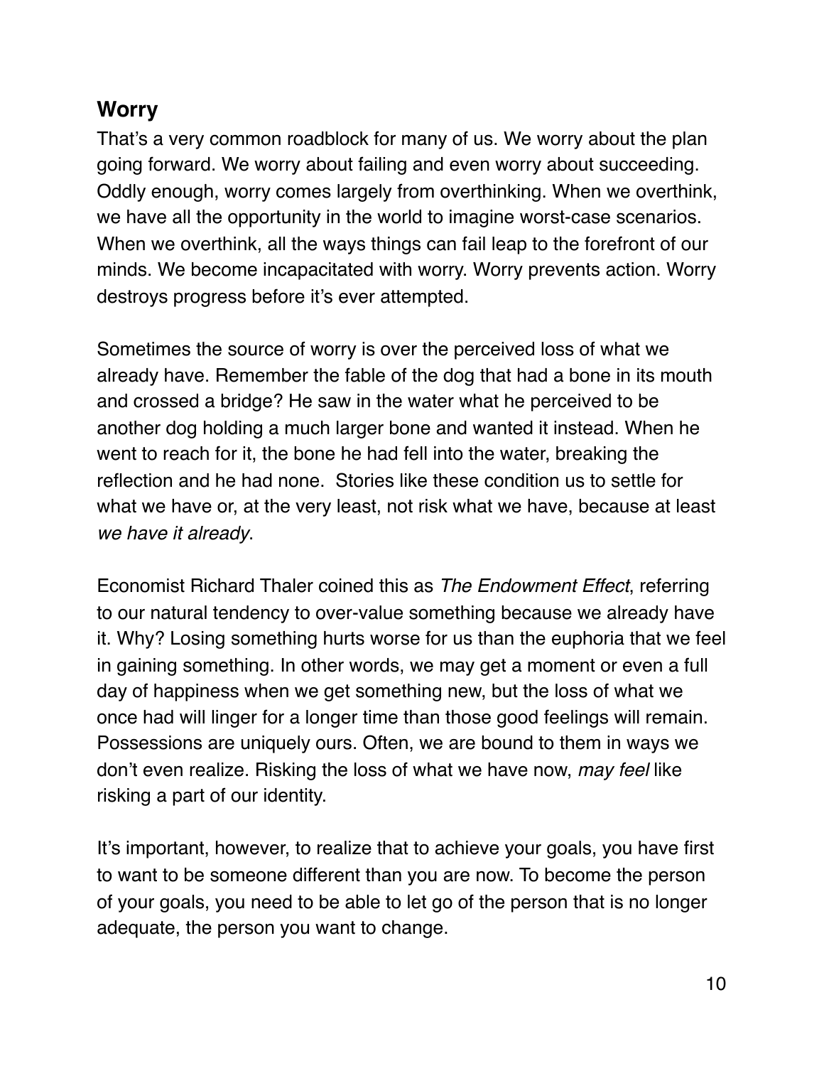## Worry

That's a very common roadblock for many of us. We worry about the plan going forward. We worry about failing and even worry about succeeding. Oddly enough, worry comes largely from overthinking. When we overthink, we have all the opportunity in the world to imagine worst-case scenarios. When we overthink, all the ways things can fail leap to the forefront of our minds. We become incapacitated with worry. Worry prevents action. Worry destroys progress before it's ever attempted.

Sometimes the source of worry is over the perceived loss of what we already have. Remember the fable of the dog that had a bone in its mouth and crossed a bridge? He saw in the water what he perceived to be another dog holding a much larger bone and wanted it instead. When he went to reach for it, the bone he had fell into the water, breaking the reflection and he had none. Stories like these condition us to settle for what we have or, at the very least, not risk what we have, because at least *we have it already*.

Economist Richard Thaler coined this as *The Endowment Effect*, referring to our natural tendency to over-value something because we already have it. Why? Losing something hurts worse for us than the euphoria that we feel in gaining something. In other words, we may get a moment or even a full day of happiness when we get something new, but the loss of what we once had will linger for a longer time than those good feelings will remain. Possessions are uniquely ours. Often, we are bound to them in ways we don't even realize. Risking the loss of what we have now, *may feel* like risking a part of our identity.

It's important, however, to realize that to achieve your goals, you have first to want to be someone different than you are now. To become the person of your goals, you need to be able to let go of the person that is no longer adequate, the person you want to change.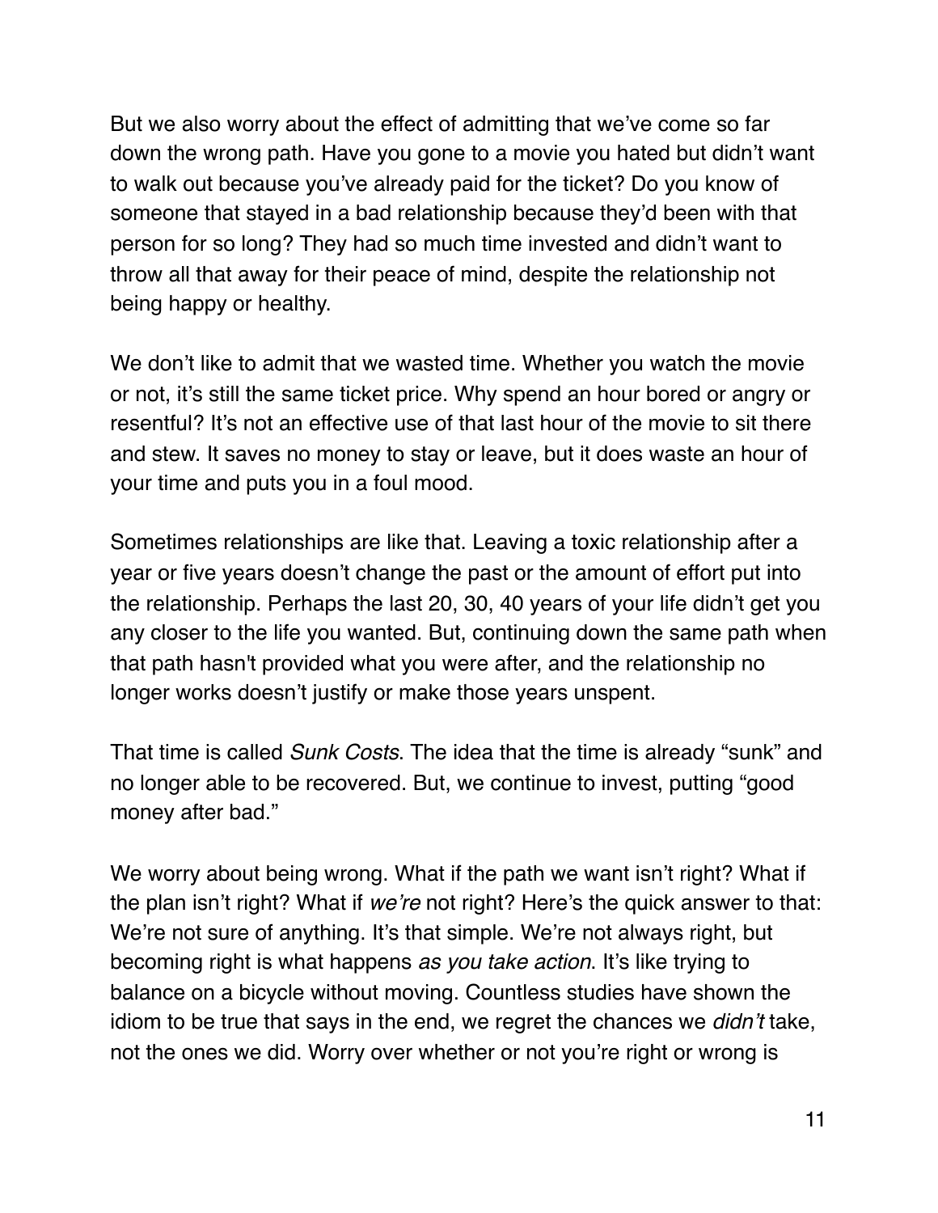But we also worry about the effect of admitting that we've come so far down the wrong path. Have you gone to a movie you hated but didn't want to walk out because you've already paid for the ticket? Do you know of someone that stayed in a bad relationship because they'd been with that person for so long? They had so much time invested and didn't want to throw all that away for their peace of mind, despite the relationship not being happy or healthy.

We don't like to admit that we wasted time. Whether you watch the movie or not, it's still the same ticket price. Why spend an hour bored or angry or resentful? It's not an effective use of that last hour of the movie to sit there and stew. It saves no money to stay or leave, but it does waste an hour of your time and puts you in a foul mood.

Sometimes relationships are like that. Leaving a toxic relationship after a year or five years doesn't change the past or the amount of effort put into the relationship. Perhaps the last 20, 30, 40 years of your life didn't get you any closer to the life you wanted. But, continuing down the same path when that path hasn't provided what you were after, and the relationship no longer works doesn't justify or make those years unspent.

That time is called *Sunk Costs*. The idea that the time is already "sunk" and no longer able to be recovered. But, we continue to invest, putting "good money after bad."

We worry about being wrong. What if the path we want isn't right? What if the plan isn't right? What if *we're* not right? Here's the quick answer to that: We're not sure of anything. It's that simple. We're not always right, but becoming right is what happens *as you take action*. It's like trying to balance on a bicycle without moving. Countless studies have shown the idiom to be true that says in the end, we regret the chances we *didn't* take, not the ones we did. Worry over whether or not you're right or wrong is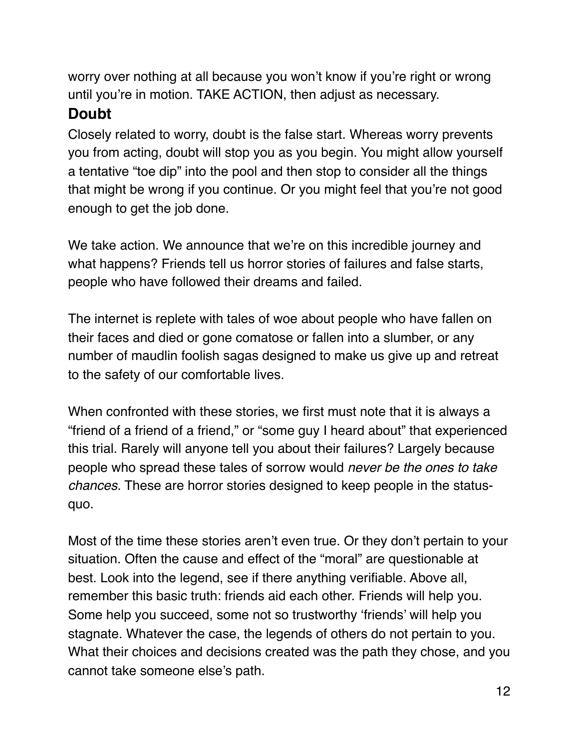worry over nothing at all because you won't know if you're right or wrong until you're in motion. TAKE ACTION, then adjust as necessary.

## Doubt

Closely related to worry, doubt is the false start. Whereas worry prevents you from acting, doubt will stop you as you begin. You might allow yourself a tentative "toe dip" into the pool and then stop to consider all the things that might be wrong if you continue. Or you might feel that you're not good enough to get the job done.

We take action. We announce that we're on this incredible journey and what happens? Friends tell us horror stories of failures and false starts, people who have followed their dreams and failed.

The internet is replete with tales of woe about people who have fallen on their faces and died or gone comatose or fallen into a slumber, or any number of maudlin foolish sagas designed to make us give up and retreat to the safety of our comfortable lives.

When confronted with these stories, we first must note that it is always a "friend of a friend of a friend," or "some guy I heard about" that experienced this trial. Rarely will anyone tell you about their failures? Largely because people who spread these tales of sorrow would *never be the ones to take chances.* These are horror stories designed to keep people in the status-quo.

Most of the time these stories aren't even true. Or they don't pertain to your situation. Often the cause and effect of the "moral" are questionable at best. Look into the legend, see if there anything verifiable. Above all, remember this basic truth: friends aid each other. Friends will help you. Some help you succeed, some not so trustworthy 'friends' will help you stagnate. Whatever the case, the legends of others do not pertain to you. What their choices and decisions created was the path they chose, and you cannot take someone else's path.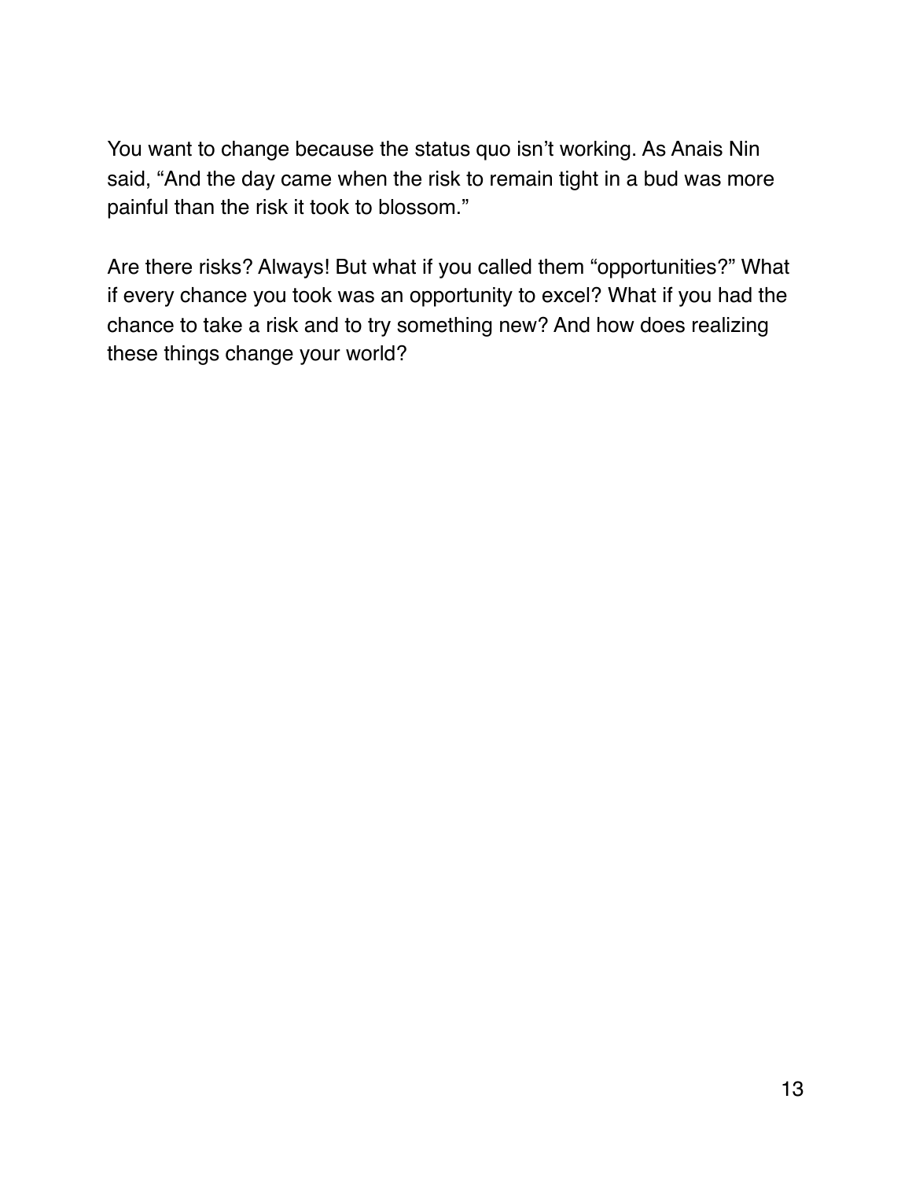You want to change because the status quo isn't working. As Anais Nin said, "And the day came when the risk to remain tight in a bud was more painful than the risk it took to blossom."

Are there risks? Always! But what if you called them "opportunities?" What if every chance you took was an opportunity to excel? What if you had the chance to take a risk and to try something new? And how does realizing these things change your world?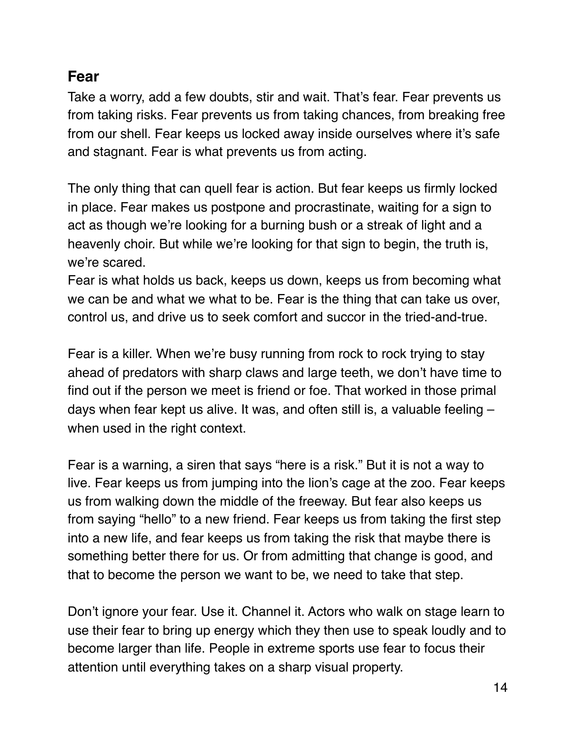## Fear

Take a worry, add a few doubts, stir and wait. That's fear. Fear prevents us from taking risks. Fear prevents us from taking chances, from breaking free from our shell. Fear keeps us locked away inside ourselves where it's safe and stagnant. Fear is what prevents us from acting.

The only thing that can quell fear is action. But fear keeps us firmly locked in place. Fear makes us postpone and procrastinate, waiting for a sign to act as though we're looking for a burning bush or a streak of light and a heavenly choir. But while we're looking for that sign to begin, the truth is, we're scared.
Fear is what holds us back, keeps us down, keeps us from becoming what we can be and what we what to be. Fear is the thing that can take us over, control us, and drive us to seek comfort and succor in the tried-and-true.

Fear is a killer. When we're busy running from rock to rock trying to stay ahead of predators with sharp claws and large teeth, we don't have time to find out if the person we meet is friend or foe. That worked in those primal days when fear kept us alive. It was, and often still is, a valuable feeling – when used in the right context.

Fear is a warning, a siren that says "here is a risk." But it is not a way to live. Fear keeps us from jumping into the lion's cage at the zoo. Fear keeps us from walking down the middle of the freeway. But fear also keeps us from saying "hello" to a new friend. Fear keeps us from taking the first step into a new life, and fear keeps us from taking the risk that maybe there is something better there for us. Or from admitting that change is good, and that to become the person we want to be, we need to take that step.

Don't ignore your fear. Use it. Channel it. Actors who walk on stage learn to use their fear to bring up energy which they then use to speak loudly and to become larger than life. People in extreme sports use fear to focus their attention until everything takes on a sharp visual property.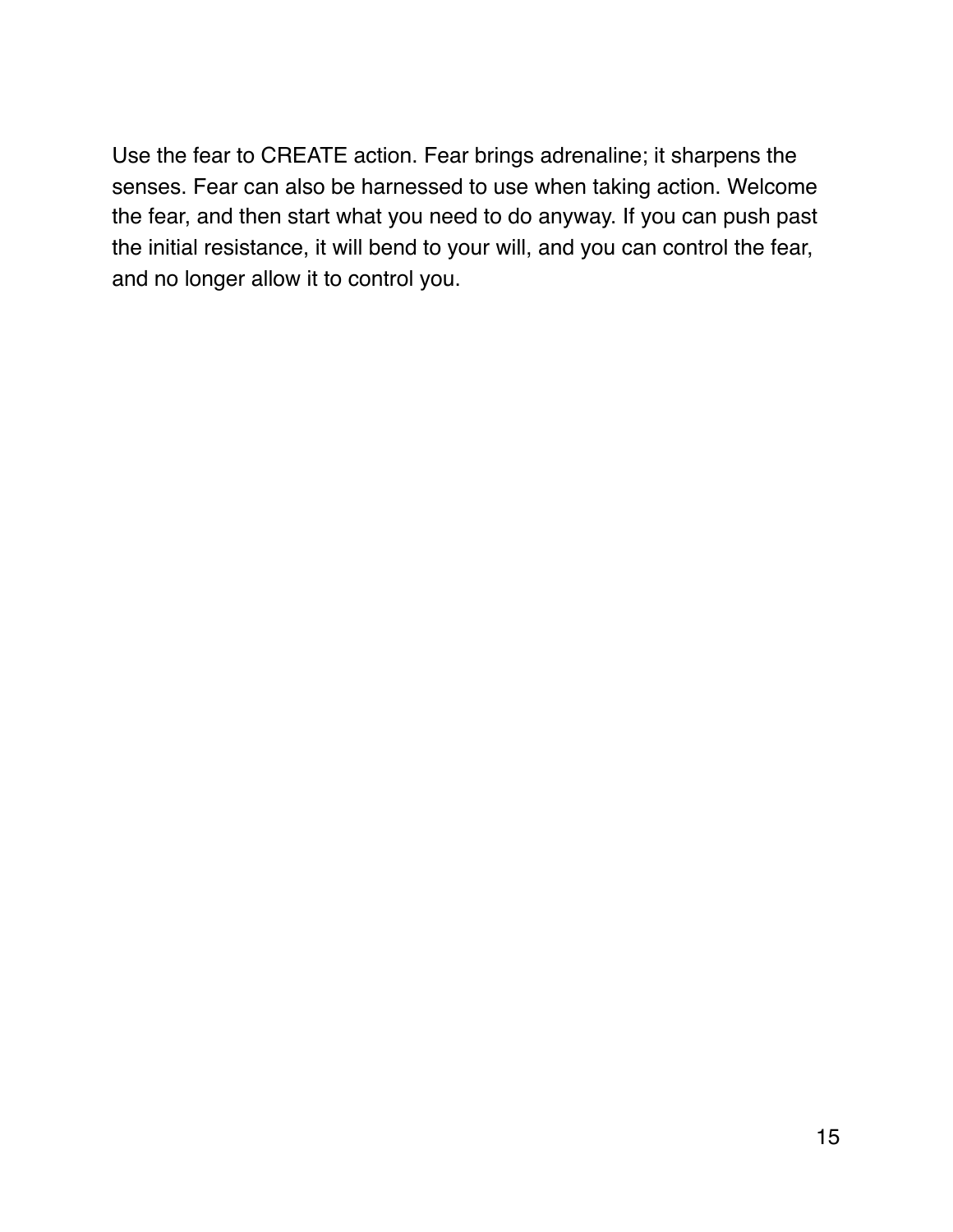Use the fear to CREATE action. Fear brings adrenaline; it sharpens the senses. Fear can also be harnessed to use when taking action. Welcome the fear, and then start what you need to do anyway. If you can push past the initial resistance, it will bend to your will, and you can control the fear, and no longer allow it to control you.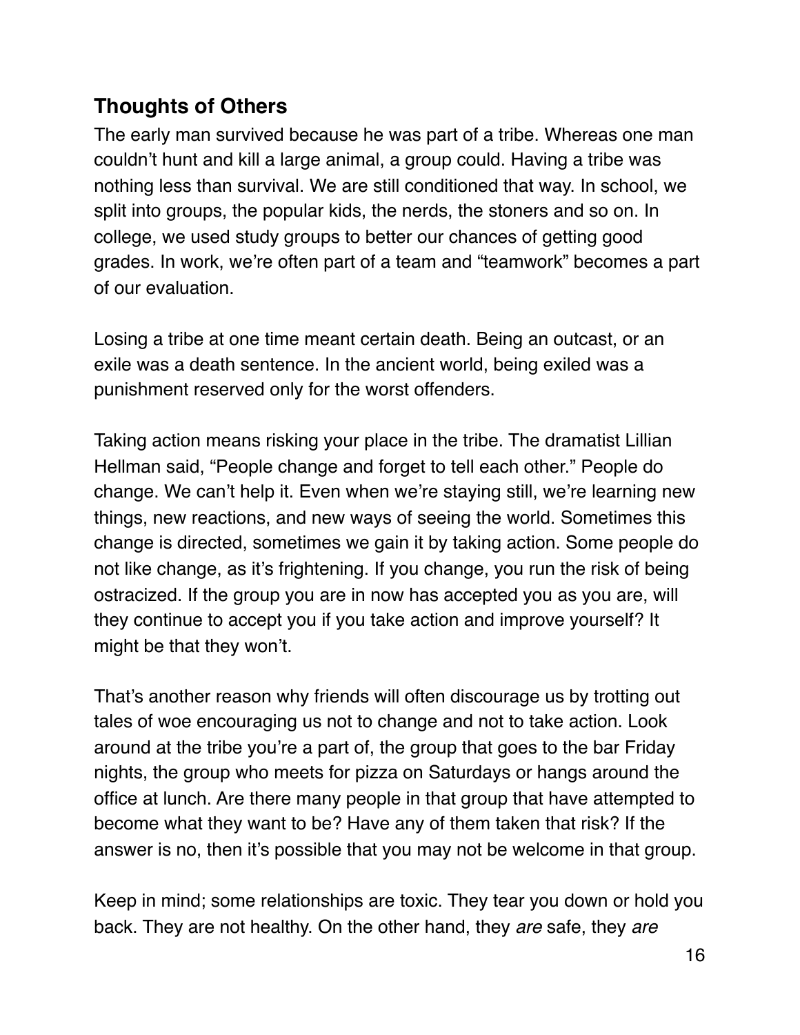## Thoughts of Others

The early man survived because he was part of a tribe. Whereas one man couldn't hunt and kill a large animal, a group could. Having a tribe was nothing less than survival. We are still conditioned that way. In school, we split into groups, the popular kids, the nerds, the stoners and so on. In college, we used study groups to better our chances of getting good grades. In work, we're often part of a team and "teamwork" becomes a part of our evaluation.

Losing a tribe at one time meant certain death. Being an outcast, or an exile was a death sentence. In the ancient world, being exiled was a punishment reserved only for the worst offenders.

Taking action means risking your place in the tribe. The dramatist Lillian Hellman said, "People change and forget to tell each other." People do change. We can't help it. Even when we're staying still, we're learning new things, new reactions, and new ways of seeing the world. Sometimes this change is directed, sometimes we gain it by taking action. Some people do not like change, as it's frightening. If you change, you run the risk of being ostracized. If the group you are in now has accepted you as you are, will they continue to accept you if you take action and improve yourself? It might be that they won't.

That's another reason why friends will often discourage us by trotting out tales of woe encouraging us not to change and not to take action. Look around at the tribe you're a part of, the group that goes to the bar Friday nights, the group who meets for pizza on Saturdays or hangs around the office at lunch. Are there many people in that group that have attempted to become what they want to be? Have any of them taken that risk? If the answer is no, then it's possible that you may not be welcome in that group.

Keep in mind; some relationships are toxic. They tear you down or hold you back. They are not healthy. On the other hand, they *are* safe, they *are*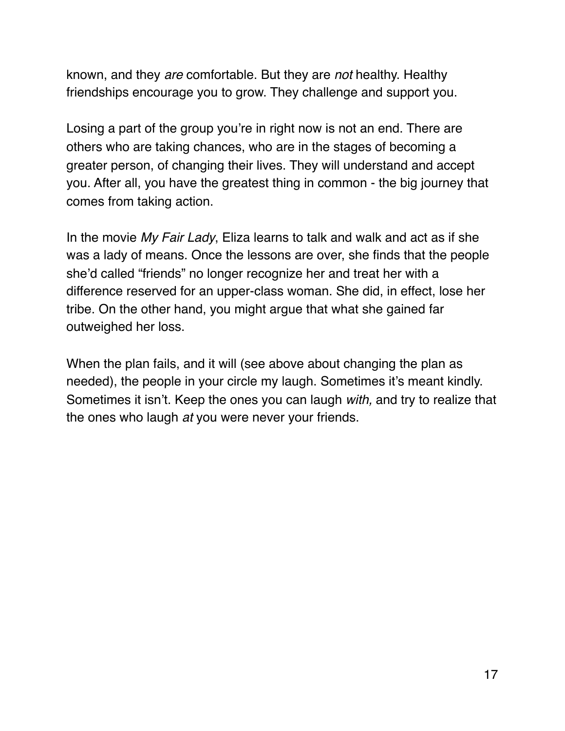known, and they *are* comfortable. But they are *not* healthy. Healthy friendships encourage you to grow. They challenge and support you.

Losing a part of the group you're in right now is not an end. There are others who are taking chances, who are in the stages of becoming a greater person, of changing their lives. They will understand and accept you. After all, you have the greatest thing in common - the big journey that comes from taking action.

In the movie *My Fair Lady*, Eliza learns to talk and walk and act as if she was a lady of means. Once the lessons are over, she finds that the people she'd called "friends" no longer recognize her and treat her with a difference reserved for an upper-class woman. She did, in effect, lose her tribe. On the other hand, you might argue that what she gained far outweighed her loss.

When the plan fails, and it will (see above about changing the plan as needed), the people in your circle my laugh. Sometimes it's meant kindly. Sometimes it isn't. Keep the ones you can laugh *with,* and try to realize that the ones who laugh *at* you were never your friends.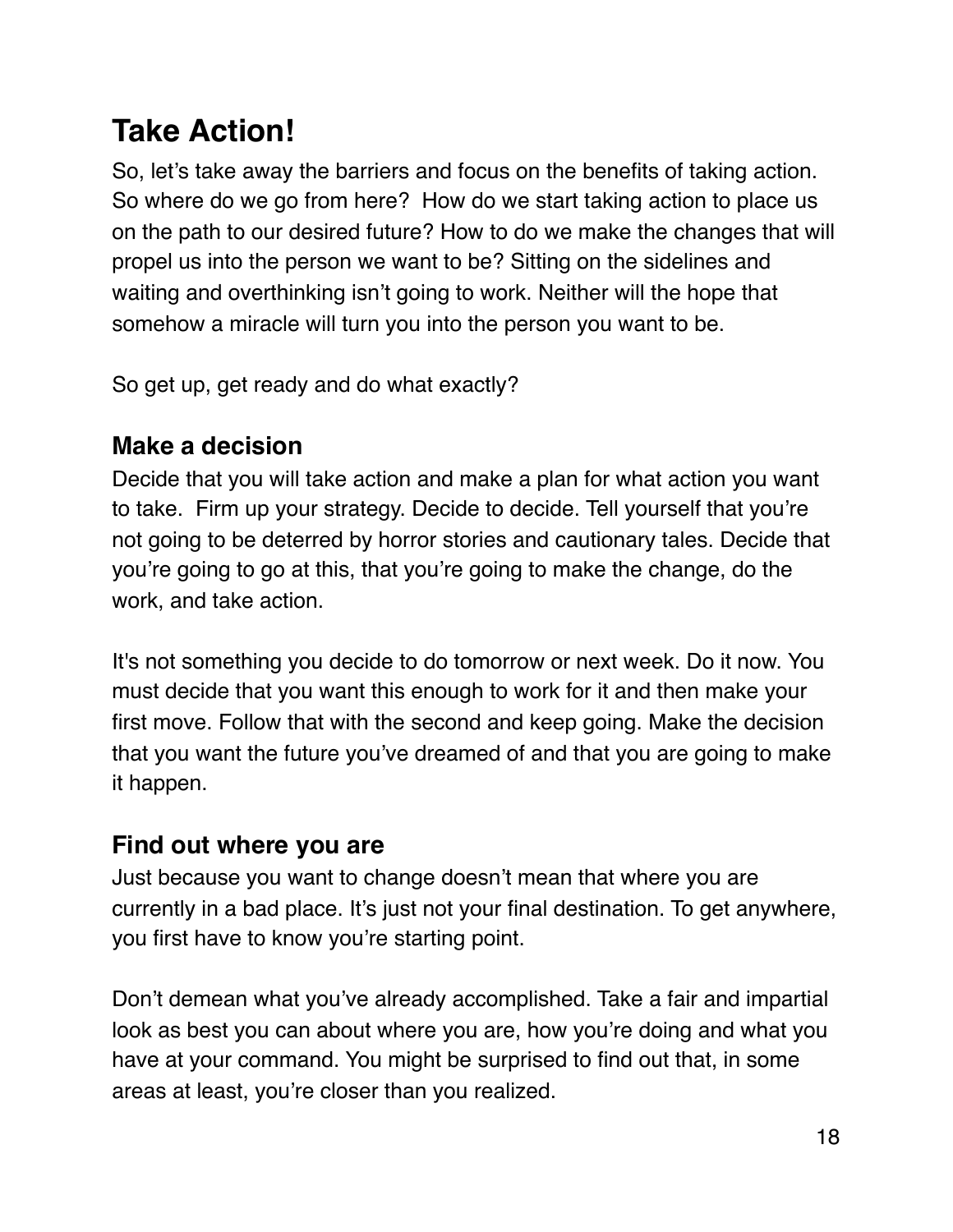# Take Action!

So, let's take away the barriers and focus on the benefits of taking action. So where do we go from here?  How do we start taking action to place us on the path to our desired future? How to do we make the changes that will propel us into the person we want to be? Sitting on the sidelines and waiting and overthinking isn't going to work. Neither will the hope that somehow a miracle will turn you into the person you want to be.

So get up, get ready and do what exactly?

## Make a decision

Decide that you will take action and make a plan for what action you want to take.  Firm up your strategy. Decide to decide. Tell yourself that you're not going to be deterred by horror stories and cautionary tales. Decide that you're going to go at this, that you're going to make the change, do the work, and take action.

It's not something you decide to do tomorrow or next week. Do it now. You must decide that you want this enough to work for it and then make your first move. Follow that with the second and keep going. Make the decision that you want the future you've dreamed of and that you are going to make it happen.

## Find out where you are

Just because you want to change doesn't mean that where you are currently in a bad place. It's just not your final destination. To get anywhere, you first have to know you're starting point.

Don't demean what you've already accomplished. Take a fair and impartial look as best you can about where you are, how you're doing and what you have at your command. You might be surprised to find out that, in some areas at least, you're closer than you realized.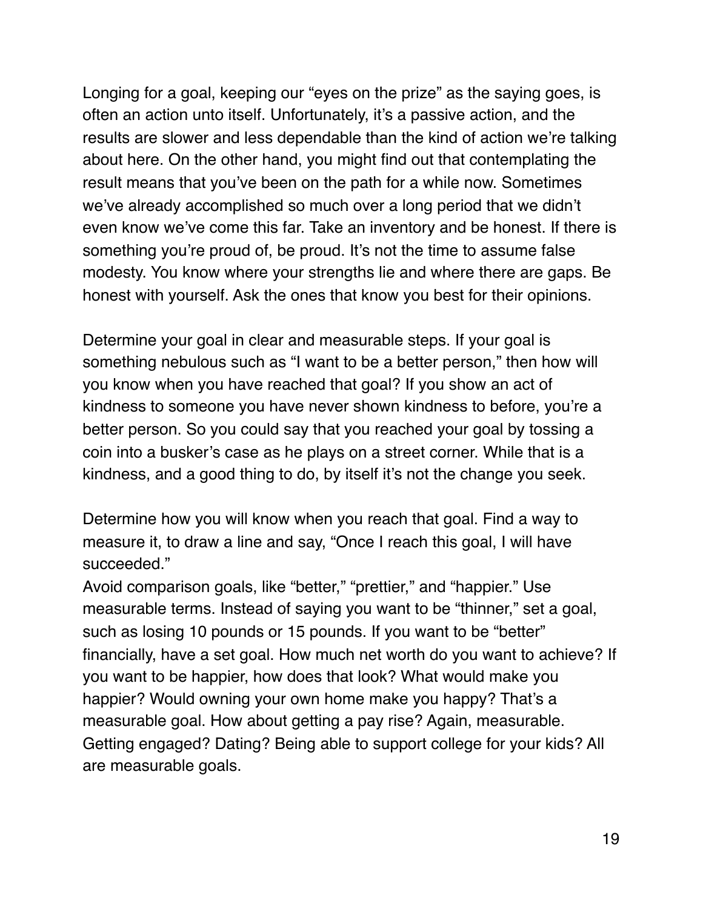Longing for a goal, keeping our “eyes on the prize” as the saying goes, is often an action unto itself. Unfortunately, it’s a passive action, and the results are slower and less dependable than the kind of action we’re talking about here. On the other hand, you might find out that contemplating the result means that you’ve been on the path for a while now. Sometimes we’ve already accomplished so much over a long period that we didn’t even know we’ve come this far. Take an inventory and be honest. If there is something you’re proud of, be proud. It’s not the time to assume false modesty. You know where your strengths lie and where there are gaps. Be honest with yourself. Ask the ones that know you best for their opinions.

Determine your goal in clear and measurable steps. If your goal is something nebulous such as “I want to be a better person,” then how will you know when you have reached that goal? If you show an act of kindness to someone you have never shown kindness to before, you’re a better person. So you could say that you reached your goal by tossing a coin into a busker’s case as he plays on a street corner. While that is a kindness, and a good thing to do, by itself it’s not the change you seek.

Determine how you will know when you reach that goal. Find a way to measure it, to draw a line and say, “Once I reach this goal, I will have succeeded.”

Avoid comparison goals, like “better,” “prettier,” and “happier.” Use measurable terms. Instead of saying you want to be “thinner,” set a goal, such as losing 10 pounds or 15 pounds. If you want to be “better” financially, have a set goal. How much net worth do you want to achieve? If you want to be happier, how does that look? What would make you happier? Would owning your own home make you happy? That’s a measurable goal. How about getting a pay rise? Again, measurable. Getting engaged? Dating? Being able to support college for your kids? All are measurable goals.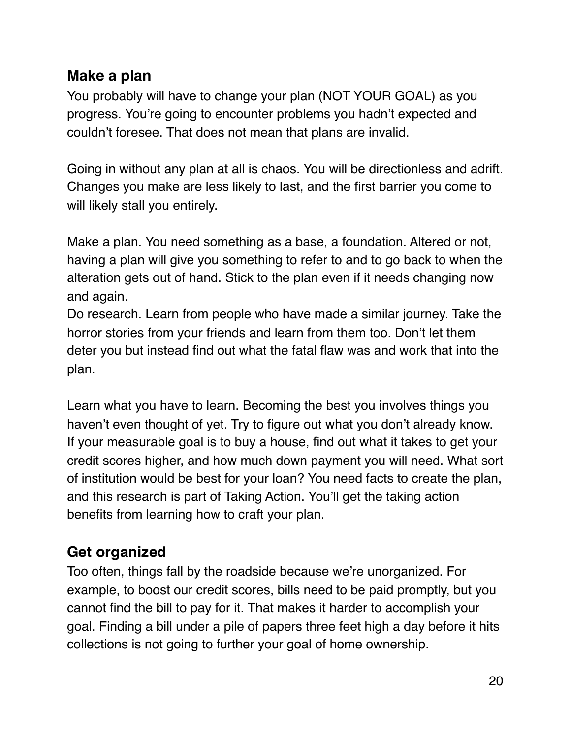## Make a plan

You probably will have to change your plan (NOT YOUR GOAL) as you progress. You're going to encounter problems you hadn't expected and couldn't foresee. That does not mean that plans are invalid.

Going in without any plan at all is chaos. You will be directionless and adrift. Changes you make are less likely to last, and the first barrier you come to will likely stall you entirely.

Make a plan. You need something as a base, a foundation. Altered or not, having a plan will give you something to refer to and to go back to when the alteration gets out of hand. Stick to the plan even if it needs changing now and again.

Do research. Learn from people who have made a similar journey. Take the horror stories from your friends and learn from them too. Don't let them deter you but instead find out what the fatal flaw was and work that into the plan.

Learn what you have to learn. Becoming the best you involves things you haven't even thought of yet. Try to figure out what you don't already know. If your measurable goal is to buy a house, find out what it takes to get your credit scores higher, and how much down payment you will need. What sort of institution would be best for your loan? You need facts to create the plan, and this research is part of Taking Action. You'll get the taking action benefits from learning how to craft your plan.

## Get organized

Too often, things fall by the roadside because we're unorganized. For example, to boost our credit scores, bills need to be paid promptly, but you cannot find the bill to pay for it. That makes it harder to accomplish your goal. Finding a bill under a pile of papers three feet high a day before it hits collections is not going to further your goal of home ownership.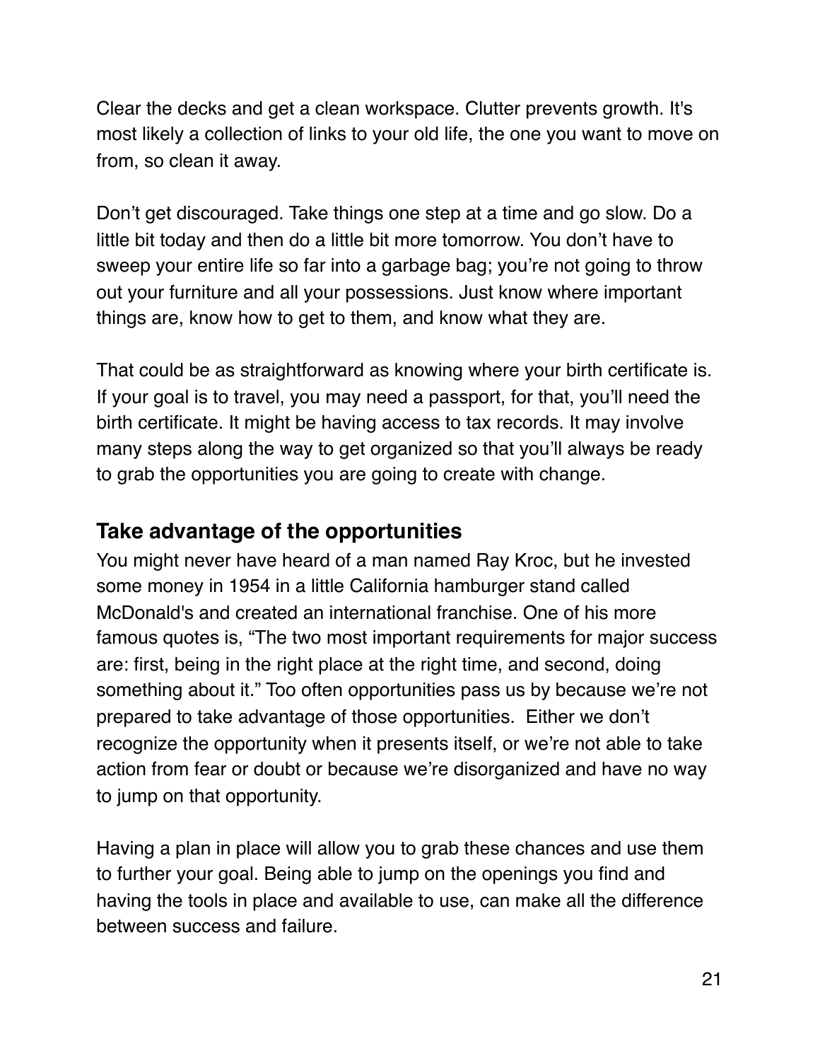Clear the decks and get a clean workspace. Clutter prevents growth. It's most likely a collection of links to your old life, the one you want to move on from, so clean it away.

Don't get discouraged. Take things one step at a time and go slow. Do a little bit today and then do a little bit more tomorrow. You don't have to sweep your entire life so far into a garbage bag; you're not going to throw out your furniture and all your possessions. Just know where important things are, know how to get to them, and know what they are.

That could be as straightforward as knowing where your birth certificate is. If your goal is to travel, you may need a passport, for that, you'll need the birth certificate. It might be having access to tax records. It may involve many steps along the way to get organized so that you'll always be ready to grab the opportunities you are going to create with change.

## Take advantage of the opportunities

You might never have heard of a man named Ray Kroc, but he invested some money in 1954 in a little California hamburger stand called McDonald's and created an international franchise. One of his more famous quotes is, "The two most important requirements for major success are: first, being in the right place at the right time, and second, doing something about it." Too often opportunities pass us by because we're not prepared to take advantage of those opportunities.  Either we don't recognize the opportunity when it presents itself, or we're not able to take action from fear or doubt or because we're disorganized and have no way to jump on that opportunity.

Having a plan in place will allow you to grab these chances and use them to further your goal. Being able to jump on the openings you find and having the tools in place and available to use, can make all the difference between success and failure.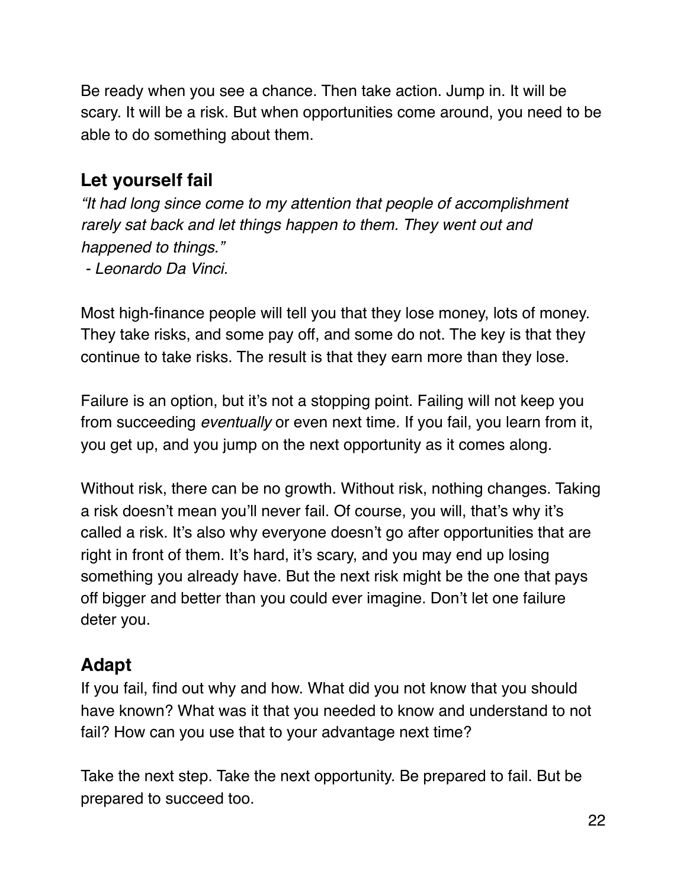Be ready when you see a chance. Then take action. Jump in. It will be scary. It will be a risk. But when opportunities come around, you need to be able to do something about them.

## Let yourself fail

*"It had long since come to my attention that people of accomplishment rarely sat back and let things happen to them. They went out and happened to things."*
*- Leonardo Da Vinci.*

Most high-finance people will tell you that they lose money, lots of money. They take risks, and some pay off, and some do not. The key is that they continue to take risks. The result is that they earn more than they lose.

Failure is an option, but it's not a stopping point. Failing will not keep you from succeeding *eventually* or even next time. If you fail, you learn from it, you get up, and you jump on the next opportunity as it comes along.

Without risk, there can be no growth. Without risk, nothing changes. Taking a risk doesn't mean you'll never fail. Of course, you will, that's why it's called a risk. It's also why everyone doesn't go after opportunities that are right in front of them. It's hard, it's scary, and you may end up losing something you already have. But the next risk might be the one that pays off bigger and better than you could ever imagine. Don't let one failure deter you.

## Adapt

If you fail, find out why and how. What did you not know that you should have known? What was it that you needed to know and understand to not fail? How can you use that to your advantage next time?

Take the next step. Take the next opportunity. Be prepared to fail. But be prepared to succeed too.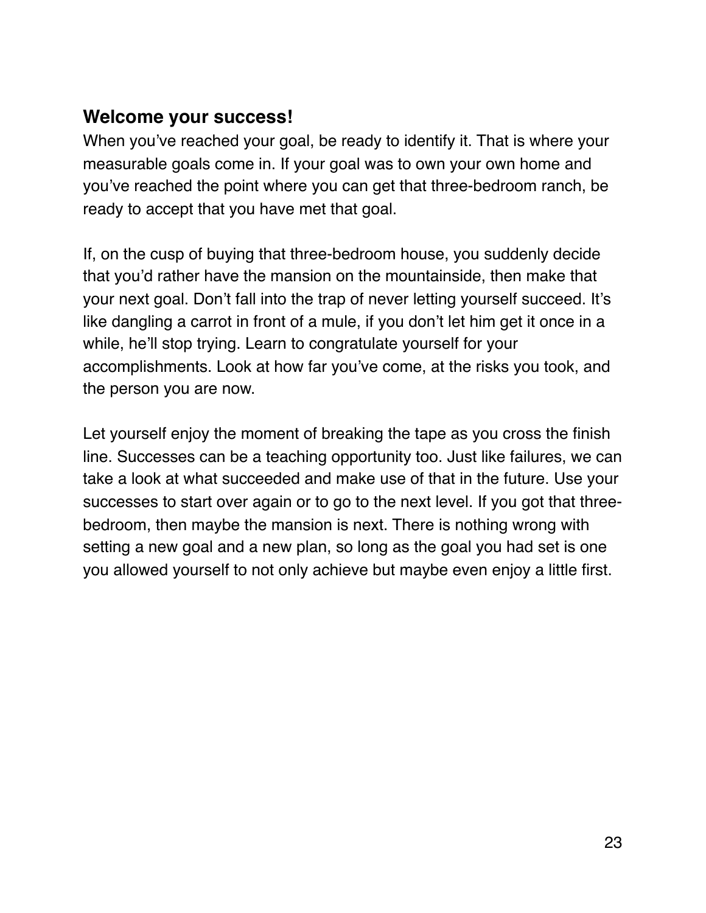## Welcome your success!

When you've reached your goal, be ready to identify it. That is where your measurable goals come in. If your goal was to own your own home and you've reached the point where you can get that three-bedroom ranch, be ready to accept that you have met that goal.

If, on the cusp of buying that three-bedroom house, you suddenly decide that you'd rather have the mansion on the mountainside, then make that your next goal. Don't fall into the trap of never letting yourself succeed. It's like dangling a carrot in front of a mule, if you don't let him get it once in a while, he'll stop trying. Learn to congratulate yourself for your accomplishments. Look at how far you've come, at the risks you took, and the person you are now.

Let yourself enjoy the moment of breaking the tape as you cross the finish line. Successes can be a teaching opportunity too. Just like failures, we can take a look at what succeeded and make use of that in the future. Use your successes to start over again or to go to the next level. If you got that three-bedroom, then maybe the mansion is next. There is nothing wrong with setting a new goal and a new plan, so long as the goal you had set is one you allowed yourself to not only achieve but maybe even enjoy a little first.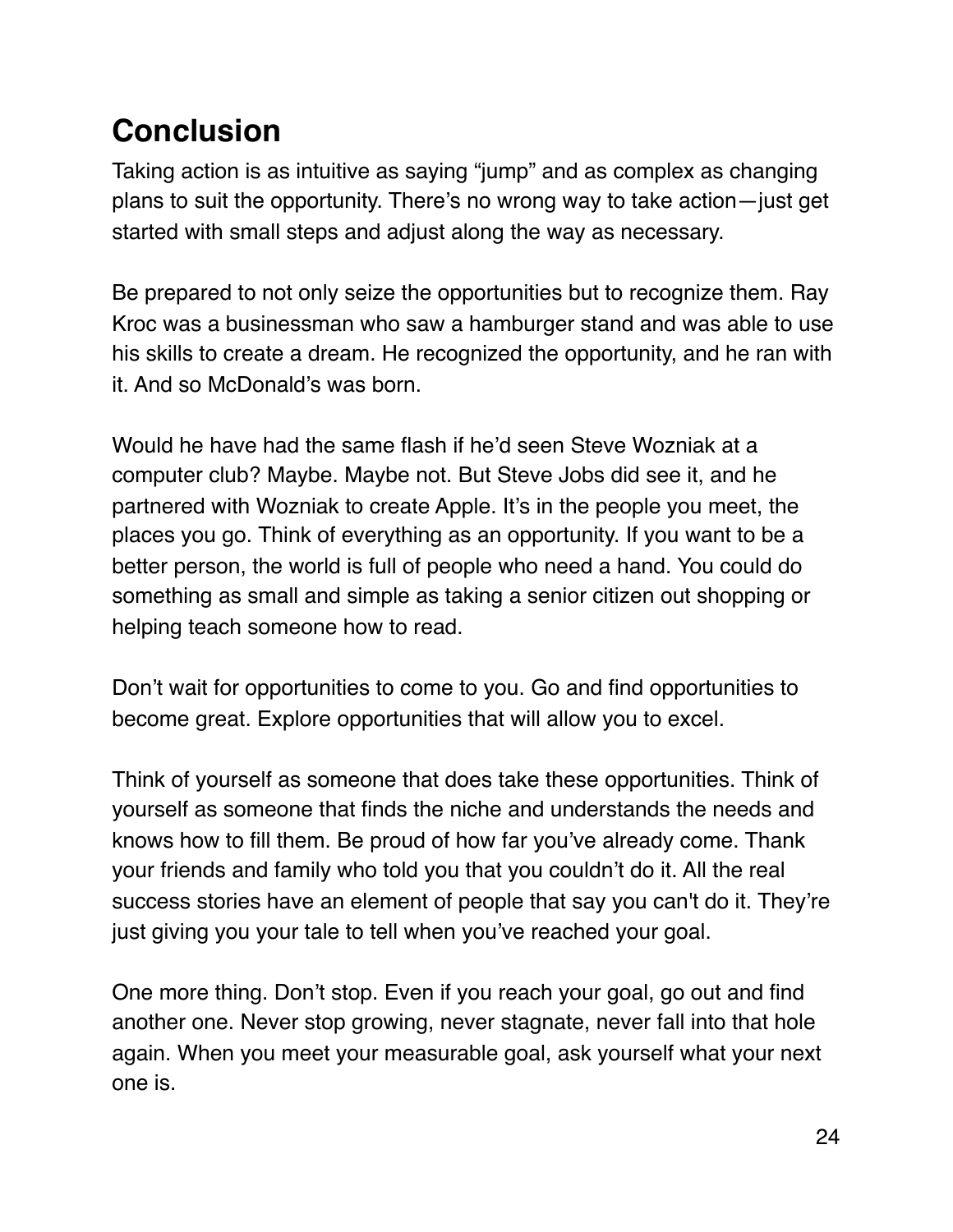## Conclusion

Taking action is as intuitive as saying “jump” and as complex as changing plans to suit the opportunity. There’s no wrong way to take action—just get started with small steps and adjust along the way as necessary.

Be prepared to not only seize the opportunities but to recognize them. Ray Kroc was a businessman who saw a hamburger stand and was able to use his skills to create a dream. He recognized the opportunity, and he ran with it. And so McDonald’s was born.

Would he have had the same flash if he’d seen Steve Wozniak at a computer club? Maybe. Maybe not. But Steve Jobs did see it, and he partnered with Wozniak to create Apple. It’s in the people you meet, the places you go. Think of everything as an opportunity. If you want to be a better person, the world is full of people who need a hand. You could do something as small and simple as taking a senior citizen out shopping or helping teach someone how to read.

Don’t wait for opportunities to come to you. Go and find opportunities to become great. Explore opportunities that will allow you to excel.

Think of yourself as someone that does take these opportunities. Think of yourself as someone that finds the niche and understands the needs and knows how to fill them. Be proud of how far you’ve already come. Thank your friends and family who told you that you couldn’t do it. All the real success stories have an element of people that say you can't do it. They’re just giving you your tale to tell when you’ve reached your goal.

One more thing. Don’t stop. Even if you reach your goal, go out and find another one. Never stop growing, never stagnate, never fall into that hole again. When you meet your measurable goal, ask yourself what your next one is.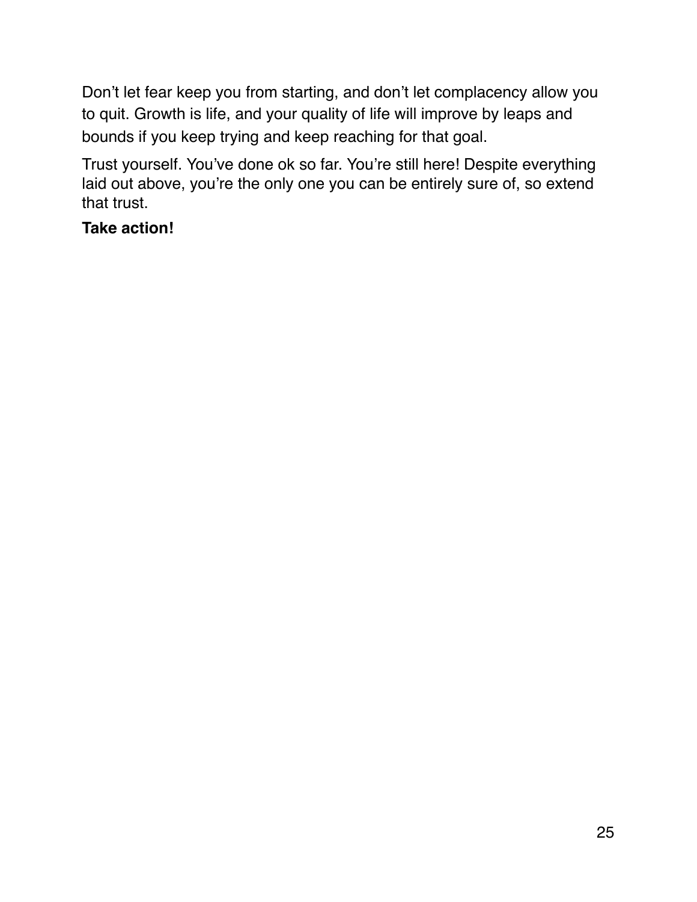Don’t let fear keep you from starting, and don’t let complacency allow you to quit. Growth is life, and your quality of life will improve by leaps and bounds if you keep trying and keep reaching for that goal.

Trust yourself. You’ve done ok so far. You’re still here! Despite everything laid out above, you’re the only one you can be entirely sure of, so extend that trust.

**Take action!**